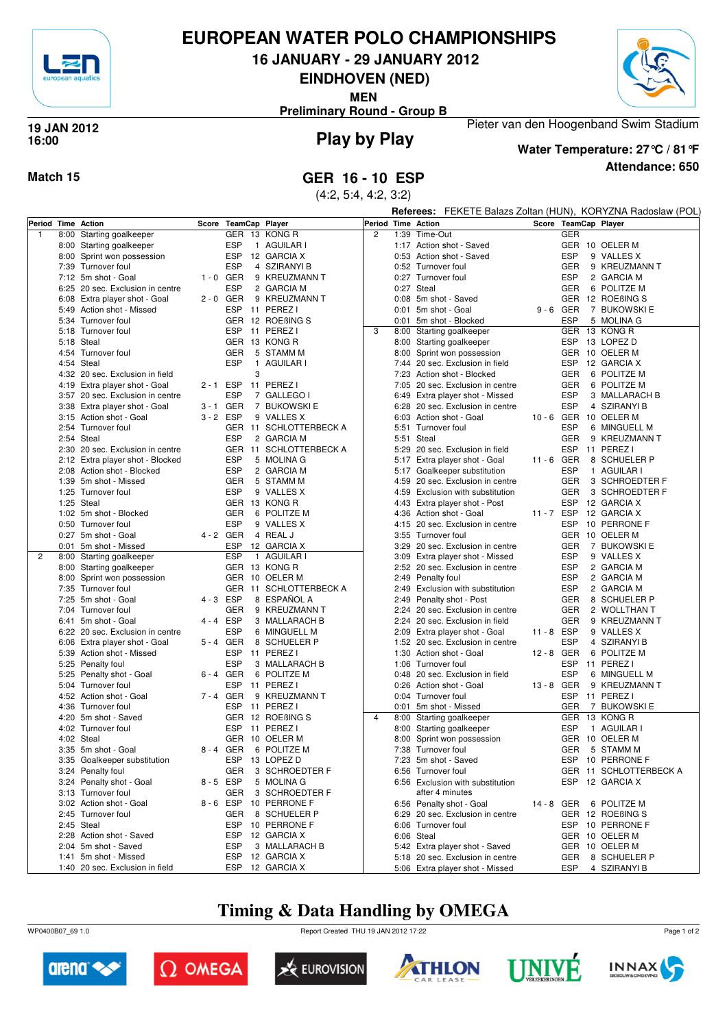# EUROPEAN WATER POLO CHAMPIONSHIPS

## 16 JANUARY - 29 JANUARY 2012

## EINDHOVEN (NED)

**MEN**

**Preliminary Round - Group B**

**19 JAN 2012**
**16:00**

## Play by Play

Pieter van den Hoogenband Swim Stadium

**Water Temperature: 27°C / 81°F**

**Attendance: 650**

**Match 15**

## GER 16 - 10 ESP

(4:2, 5:4, 4:2, 3:2)

**Referees:** FEKETE Balazs Zoltan (HUN), KORYZNA Radoslaw (POL)

| Period | Time | Action | Score | TeamCap | Player |
|---|---|---|---|---|---|
| 1 | 8:00 | Starting goalkeeper | | GER 13 | KONG R |
| | 8:00 | Starting goalkeeper | | ESP 1 | AGUILAR I |
| | 8:00 | Sprint won possession | | ESP 12 | GARCIA X |
| | 7:39 | Turnover foul | | ESP 4 | SZIRANYI B |
| | 7:12 | 5m shot - Goal | 1 - 0 | GER 9 | KREUZMANN T |
| | 6:25 | 20 sec. Exclusion in centre | | ESP 2 | GARCIA M |
| | 6:08 | Extra player shot - Goal | 2 - 0 | GER 9 | KREUZMANN T |
| | 5:49 | Action shot - Missed | | ESP 11 | PEREZ I |
| | 5:34 | Turnover foul | | GER 12 | ROEßING S |
| | 5:18 | Turnover foul | | ESP 11 | PEREZ I |
| | 5:18 | Steal | | GER 13 | KONG R |
| | 4:54 | Turnover foul | | GER 5 | STAMM M |
| | 4:54 | Steal | | ESP 1 | AGUILAR I |
| | 4:32 | 20 sec. Exclusion in field | | 3 | |
| | 4:19 | Extra player shot - Goal | 2 - 1 | ESP 11 | PEREZ I |
| | 3:57 | 20 sec. Exclusion in centre | | ESP 7 | GALLEGO I |
| | 3:38 | Extra player shot - Goal | 3 - 1 | GER 7 | BUKOWSKI E |
| | 3:15 | Action shot - Goal | 3 - 2 | ESP 9 | VALLES X |
| | 2:54 | Turnover foul | | GER 11 | SCHLOTTERBECK A |
| | 2:54 | Steal | | ESP 2 | GARCIA M |
| | 2:30 | 20 sec. Exclusion in centre | | GER 11 | SCHLOTTERBECK A |
| | 2:12 | Extra player shot - Blocked | | ESP 5 | MOLINA G |
| | 2:08 | Action shot - Blocked | | ESP 2 | GARCIA M |
| | 1:39 | 5m shot - Missed | | GER 5 | STAMM M |
| | 1:25 | Turnover foul | | ESP 9 | VALLES X |
| | 1:25 | Steal | | GER 13 | KONG R |
| | 1:02 | 5m shot - Blocked | | GER 6 | POLITZE M |
| | 0:50 | Turnover foul | | ESP 9 | VALLES X |
| | 0:27 | 5m shot - Goal | 4 - 2 | GER 4 | REAL J |
| | 0:01 | 5m shot - Missed | | ESP 12 | GARCIA X |
| 2 | 8:00 | Starting goalkeeper | | ESP 1 | AGUILAR I |
| | 8:00 | Starting goalkeeper | | GER 13 | KONG R |
| | 8:00 | Sprint won possession | | GER 10 | OELER M |
| | 7:35 | Turnover foul | | GER 11 | SCHLOTTERBECK A |
| | 7:25 | 5m shot - Goal | 4 - 3 | ESP 8 | ESPAÑOL A |
| | 7:04 | Turnover foul | | GER 9 | KREUZMANN T |
| | 6:41 | 5m shot - Goal | 4 - 4 | ESP 3 | MALLARACH B |
| | 6:22 | 20 sec. Exclusion in centre | | ESP 6 | MINGUELL M |
| | 6:06 | Extra player shot - Goal | 5 - 4 | GER 8 | SCHUELER P |
| | 5:39 | Action shot - Missed | | ESP 11 | PEREZ I |
| | 5:25 | Penalty foul | | ESP 3 | MALLARACH B |
| | 5:25 | Penalty shot - Goal | 6 - 4 | GER 6 | POLITZE M |
| | 5:04 | Turnover foul | | ESP 11 | PEREZ I |
| | 4:52 | Action shot - Goal | 7 - 4 | GER 9 | KREUZMANN T |
| | 4:36 | Turnover foul | | ESP 11 | PEREZ I |
| | 4:20 | 5m shot - Saved | | GER 12 | ROEßING S |
| | 4:02 | Turnover foul | | ESP 11 | PEREZ I |
| | 4:02 | Steal | | GER 10 | OELER M |
| | 3:35 | 5m shot - Goal | 8 - 4 | GER 6 | POLITZE M |
| | 3:35 | Goalkeeper substitution | | ESP 13 | LOPEZ D |
| | 3:24 | Penalty foul | | GER 3 | SCHROEDTER F |
| | 3:24 | Penalty shot - Goal | 8 - 5 | ESP 5 | MOLINA G |
| | 3:13 | Turnover foul | | GER 3 | SCHROEDTER F |
| | 3:02 | Action shot - Goal | 8 - 6 | ESP 10 | PERRONE F |
| | 2:45 | Turnover foul | | GER 8 | SCHUELER P |
| | 2:45 | Steal | | ESP 10 | PERRONE F |
| | 2:28 | Action shot - Saved | | ESP 12 | GARCIA X |
| | 2:04 | 5m shot - Saved | | ESP 3 | MALLARACH B |
| | 1:41 | 5m shot - Missed | | ESP 12 | GARCIA X |
| | 1:40 | 20 sec. Exclusion in field | | ESP 12 | GARCIA X |
| 2 | 1:39 | Time-Out | | GER | |
| | 1:17 | Action shot - Saved | | GER 10 | OELER M |
| | 0:53 | Action shot - Saved | | ESP 9 | VALLES X |
| | 0:52 | Turnover foul | | GER 9 | KREUZMANN T |
| | 0:27 | Turnover foul | | ESP 2 | GARCIA M |
| | 0:27 | Steal | | GER 6 | POLITZE M |
| | 0:08 | 5m shot - Saved | | GER 12 | ROEßING S |
| | 0:01 | 5m shot - Goal | 9 - 6 | GER 7 | BUKOWSKI E |
| | 0:01 | 5m shot - Blocked | | ESP 5 | MOLINA G |
| 3 | 8:00 | Starting goalkeeper | | GER 13 | KONG R |
| | 8:00 | Starting goalkeeper | | ESP 13 | LOPEZ D |
| | 8:00 | Sprint won possession | | GER 10 | OELER M |
| | 7:44 | 20 sec. Exclusion in field | | ESP 12 | GARCIA X |
| | 7:23 | Action shot - Blocked | | GER 6 | POLITZE M |
| | 7:05 | 20 sec. Exclusion in centre | | GER 6 | POLITZE M |
| | 6:49 | Extra player shot - Missed | | ESP 3 | MALLARACH B |
| | 6:28 | 20 sec. Exclusion in centre | | ESP 4 | SZIRANYI B |
| | 6:03 | Action shot - Goal | 10 - 6 | GER 10 | OELER M |
| | 5:51 | Turnover foul | | ESP 6 | MINGUELL M |
| | 5:51 | Steal | | GER 9 | KREUZMANN T |
| | 5:29 | 20 sec. Exclusion in field | | ESP 11 | PEREZ I |
| | 5:17 | Extra player shot - Goal | 11 - 6 | GER 8 | SCHUELER P |
| | 5:17 | Goalkeeper substitution | | ESP 1 | AGUILAR I |
| | 4:59 | 20 sec. Exclusion in centre | | GER 3 | SCHROEDTER F |
| | 4:59 | Exclusion with substitution | | GER 3 | SCHROEDTER F |
| | 4:43 | Extra player shot - Post | | ESP 12 | GARCIA X |
| | 4:36 | Action shot - Goal | 11 - 7 | ESP 12 | GARCIA X |
| | 4:15 | 20 sec. Exclusion in centre | | ESP 10 | PERRONE F |
| | 3:55 | Turnover foul | | GER 10 | OELER M |
| | 3:29 | 20 sec. Exclusion in centre | | GER 7 | BUKOWSKI E |
| | 3:09 | Extra player shot - Missed | | ESP 9 | VALLES X |
| | 2:52 | 20 sec. Exclusion in centre | | ESP 2 | GARCIA M |
| | 2:49 | Penalty foul | | ESP 2 | GARCIA M |
| | 2:49 | Exclusion with substitution | | ESP 2 | GARCIA M |
| | 2:49 | Penalty shot - Post | | GER 8 | SCHUELER P |
| | 2:24 | 20 sec. Exclusion in centre | | GER 2 | WOLLTHAN T |
| | 2:24 | 20 sec. Exclusion in field | | GER 9 | KREUZMANN T |
| | 2:09 | Extra player shot - Goal | 11 - 8 | ESP 9 | VALLES X |
| | 1:52 | 20 sec. Exclusion in centre | | ESP 4 | SZIRANYI B |
| | 1:30 | Action shot - Goal | 12 - 8 | GER 6 | POLITZE M |
| | 1:06 | Turnover foul | | ESP 11 | PEREZ I |
| | 0:48 | 20 sec. Exclusion in field | | ESP 6 | MINGUELL M |
| | 0:26 | Action shot - Goal | 13 - 8 | GER 9 | KREUZMANN T |
| | 0:04 | Turnover foul | | ESP 11 | PEREZ I |
| | 0:01 | 5m shot - Missed | | GER 7 | BUKOWSKI E |
| 4 | 8:00 | Starting goalkeeper | | GER 13 | KONG R |
| | 8:00 | Starting goalkeeper | | ESP 1 | AGUILAR I |
| | 8:00 | Sprint won possession | | GER 10 | OELER M |
| | 7:38 | Turnover foul | | GER 5 | STAMM M |
| | 7:23 | 5m shot - Saved | | ESP 10 | PERRONE F |
| | 6:56 | Turnover foul | | GER 11 | SCHLOTTERBECK A |
| | 6:56 | Exclusion with substitution after 4 minutes | | ESP 12 | GARCIA X |
| | 6:56 | Penalty shot - Goal | 14 - 8 | GER 6 | POLITZE M |
| | 6:29 | 20 sec. Exclusion in centre | | GER 12 | ROEßING S |
| | 6:06 | Turnover foul | | ESP 10 | PERRONE F |
| | 6:06 | Steal | | GER 10 | OELER M |
| | 5:42 | Extra player shot - Saved | | GER 10 | OELER M |
| | 5:18 | 20 sec. Exclusion in centre | | GER 8 | SCHUELER P |
| | 5:06 | Extra player shot - Missed | | ESP 4 | SZIRANYI B |

**Timing & Data Handling by OMEGA**

WP0400B07_69 1.0 — Report Created THU 19 JAN 2012 17:22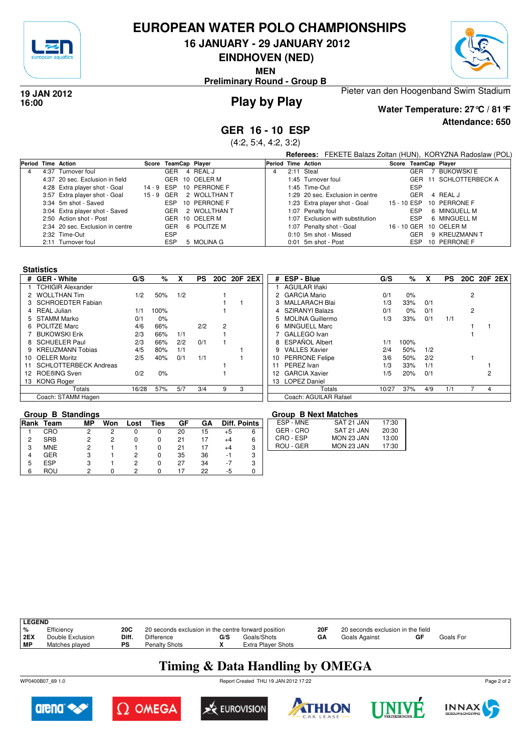# EUROPEAN WATER POLO CHAMPIONSHIPS

## 16 JANUARY - 29 JANUARY 2012

## EINDHOVEN (NED)

**MEN**

**Preliminary Round - Group B**

**19 JAN 2012**
**16:00**

## Play by Play

Pieter van den Hoogenband Swim Stadium

**Water Temperature: 27°C / 81°F**

**Attendance: 650**

## GER 16 - 10 ESP

(4:2, 5:4, 4:2, 3:2)

**Referees:** FEKETE Balazs Zoltan (HUN), KORYZNA Radoslaw (POL)

| Period | Time | Action | Score | TeamCap | | Player |
|---|---|---|---|---|---|---|
| 4 | 4:37 | Turnover foul | | GER | 4 | REAL J |
| | 4:37 | 20 sec. Exclusion in field | | GER | 10 | OELER M |
| | 4:28 | Extra player shot - Goal | 14 - 9 | ESP | 10 | PERRONE F |
| | 3:57 | Extra player shot - Goal | 15 - 9 | GER | 2 | WOLLTHAN T |
| | 3:34 | 5m shot - Saved | | ESP | 10 | PERRONE F |
| | 3:04 | Extra player shot - Saved | | GER | 2 | WOLLTHAN T |
| | 2:50 | Action shot - Post | | GER | 10 | OELER M |
| | 2:34 | 20 sec. Exclusion in centre | | GER | 6 | POLITZE M |
| | 2:32 | Time-Out | | ESP | | |
| | 2:11 | Turnover foul | | ESP | 5 | MOLINA G |
| 4 | 2:11 | Steal | | GER | 7 | BUKOWSKI E |
| | 1:45 | Turnover foul | | GER | 11 | SCHLOTTERBECK A |
| | 1:45 | Time-Out | | ESP | | |
| | 1:29 | 20 sec. Exclusion in centre | | GER | 4 | REAL J |
| | 1:23 | Extra player shot - Goal | 15 - 10 | ESP | 10 | PERRONE F |
| | 1:07 | Penalty foul | | ESP | 6 | MINGUELL M |
| | 1:07 | Exclusion with substitution | | ESP | 6 | MINGUELL M |
| | 1:07 | Penalty shot - Goal | 16 - 10 | GER | 10 | OELER M |
| | 0:10 | 5m shot - Missed | | GER | 9 | KREUZMANN T |
| | 0:01 | 5m shot - Post | | ESP | 10 | PERRONE F |

### Statistics

| # | GER - White | G/S | % | X | PS | 20C | 20F | 2EX |
|---|---|---|---|---|---|---|---|---|
| 1 | TCHIGIR Alexander | | | | | | | |
| 2 | WOLLTHAN Tim | 1/2 | 50% | 1/2 | | 1 | | |
| 3 | SCHROEDTER Fabian | | | | | 1 | 1 | |
| 4 | REAL Julian | 1/1 | 100% | | | 1 | | |
| 5 | STAMM Marko | 0/1 | 0% | | | | | |
| 6 | POLITZE Marc | 4/6 | 66% | | 2/2 | 2 | | |
| 7 | BUKOWSKI Erik | 2/3 | 66% | 1/1 | | 1 | | |
| 8 | SCHUELER Paul | 2/3 | 66% | 2/2 | 0/1 | 1 | | |
| 9 | KREUZMANN Tobias | 4/5 | 80% | 1/1 | | | 1 | |
| 10 | OELER Moritz | 2/5 | 40% | 0/1 | 1/1 | | 1 | |
| 11 | SCHLOTTERBECK Andreas | | | | | 1 | | |
| 12 | ROEßING Sven | 0/2 | 0% | | | 1 | | |
| 13 | KONG Roger | | | | | | | |
| | Totals | 16/28 | 57% | 5/7 | 3/4 | 9 | 3 | |
| | Coach: STAMM Hagen | | | | | | | |

| # | ESP - Blue | G/S | % | X | PS | 20C | 20F | 2EX |
|---|---|---|---|---|---|---|---|---|
| 1 | AGUILAR Iñaki | | | | | | | |
| 2 | GARCIA Mario | 0/1 | 0% | | | | 2 | |
| 3 | MALLARACH Blai | 1/3 | 33% | 0/1 | | | | |
| 4 | SZIRANYI Balazs | 0/1 | 0% | 0/1 | | | 2 | |
| 5 | MOLINA Guillermo | 1/3 | 33% | 0/1 | 1/1 | | | |
| 6 | MINGUELL Marc | | | | | | 1 | 1 |
| 7 | GALLEGO Ivan | | | | | | 1 | |
| 8 | ESPAÑOL Albert | 1/1 | 100% | | | | | |
| 9 | VALLES Xavier | 2/4 | 50% | 1/2 | | | | |
| 10 | PERRONE Felipe | 3/6 | 50% | 2/2 | | | 1 | |
| 11 | PEREZ Ivan | 1/3 | 33% | 1/1 | | | | 1 |
| 12 | GARCIA Xavier | 1/5 | 20% | 0/1 | | | | 2 |
| 13 | LOPEZ Daniel | | | | | | | |
| | Totals | 10/27 | 37% | 4/9 | 1/1 | | 7 | 4 |
| | Coach: AGUILAR Rafael | | | | | | | |

### Group B Standings

| Rank | Team | MP | Won | Lost | Ties | GF | GA | Diff. | Points |
|---|---|---|---|---|---|---|---|---|---|
| 1 | CRO | 2 | 2 | 0 | 0 | 20 | 15 | +5 | 6 |
| 2 | SRB | 2 | 2 | 0 | 0 | 21 | 17 | +4 | 6 |
| 3 | MNE | 2 | 1 | 1 | 0 | 21 | 17 | +4 | 3 |
| 4 | GER | 3 | 1 | 2 | 0 | 35 | 36 | -1 | 3 |
| 5 | ESP | 3 | 1 | 2 | 0 | 27 | 34 | -7 | 3 |
| 6 | ROU | 2 | 0 | 2 | 0 | 17 | 22 | -5 | 0 |

### Group B Next Matches

| | | |
|---|---|---|
| ESP - MNE | SAT 21 JAN | 17:30 |
| GER - CRO | SAT 21 JAN | 20:30 |
| CRO - ESP | MON 23 JAN | 13:00 |
| ROU - GER | MON 23 JAN | 17:30 |

**LEGEND**

| | | | | | | | |
|---|---|---|---|---|---|---|---|
| % | Efficiency | 20C | 20 seconds exclusion in the centre forward position | | | 20F | 20 seconds exclusion in the field |
| 2EX | Double Exclusion | Diff. | Difference | G/S | Goals/Shots | GA | Goals Against |
| MP | Matches played | PS | Penalty Shots | X | Extra Player Shots | GF | Goals For |

## Timing & Data Handling by OMEGA

WP0400B07_69 1.0 Report Created THU 19 JAN 2012 17:22